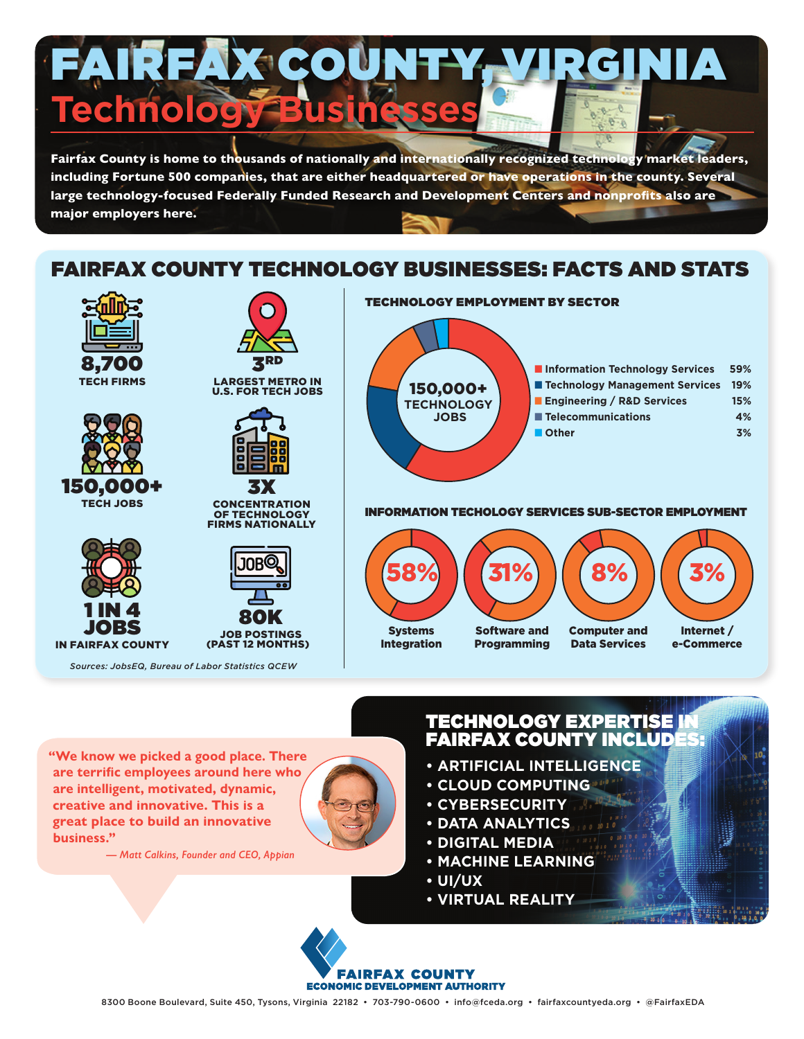# FAIRFAX COUNTY, VIRGINIA
## Technology Businesses

**Fairfax County is home to thousands of nationally and internationally recognized technology market leaders, including Fortune 500 companies, that are either headquartered or have operations in the county. Several large technology-focused Federally Funded Research and Development Centers and nonprofits also are major employers here.**

## FAIRFAX COUNTY TECHNOLOGY BUSINESSES: FACTS AND STATS

**8,700**
TECH FIRMS

**3RD**
LARGEST METRO IN U.S. FOR TECH JOBS

**150,000+**
TECH JOBS

**3X**
CONCENTRATION OF TECHNOLOGY FIRMS NATIONALLY

**1 IN 4 JOBS**
IN FAIRFAX COUNTY

**80K**
JOB POSTINGS (PAST 12 MONTHS)

### TECHNOLOGY EMPLOYMENT BY SECTOR

150,000+ TECHNOLOGY JOBS

| Sector | Share |
|---|---|
| Information Technology Services | 59% |
| Technology Management Services | 19% |
| Engineering / R&D Services | 15% |
| Telecommunications | 4% |
| Other | 3% |

### INFORMATION TECHOLOGY SERVICES SUB-SECTOR EMPLOYMENT

| Sub-Sector | Share |
|---|---|
| Systems Integration | 58% |
| Software and Programming | 31% |
| Computer and Data Services | 8% |
| Internet / e-Commerce | 3% |

*Sources: JobsEQ, Bureau of Labor Statistics QCEW*

**"We know we picked a good place. There are terrific employees around here who are intelligent, motivated, dynamic, creative and innovative. This is a great place to build an innovative business."**

*— Matt Calkins, Founder and CEO, Appian*

## TECHNOLOGY EXPERTISE IN FAIRFAX COUNTY INCLUDES:

- ARTIFICIAL INTELLIGENCE
- CLOUD COMPUTING
- CYBERSECURITY
- DATA ANALYTICS
- DIGITAL MEDIA
- MACHINE LEARNING
- UI/UX
- VIRTUAL REALITY

**FAIRFAX COUNTY ECONOMIC DEVELOPMENT AUTHORITY**

8300 Boone Boulevard, Suite 450, Tysons, Virginia 22182 • 703-790-0600 • info@fceda.org • fairfaxcountyeda.org • @FairfaxEDA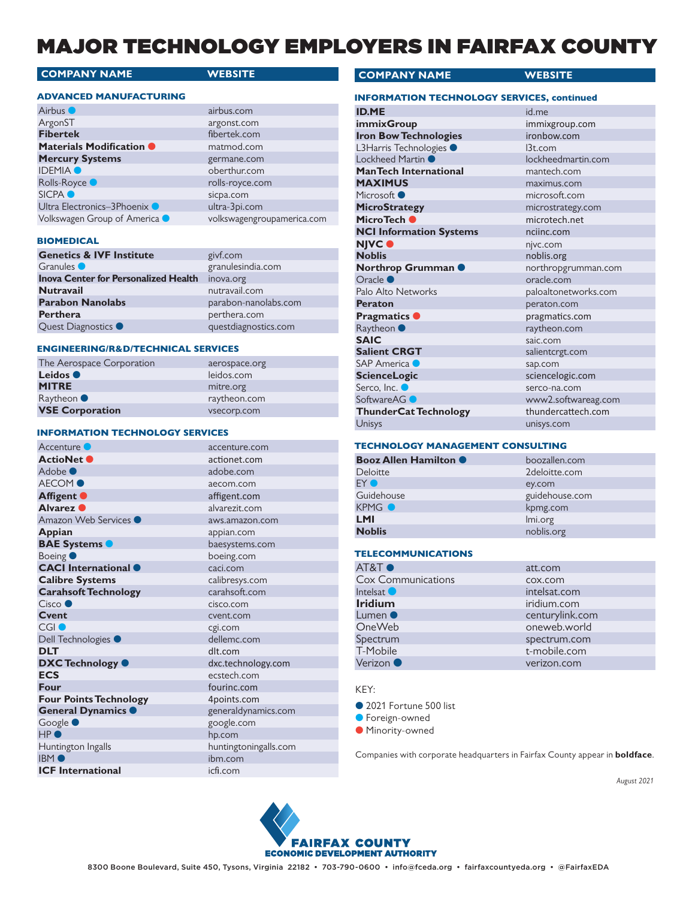# MAJOR TECHNOLOGY EMPLOYERS IN FAIRFAX COUNTY

| COMPANY NAME | WEBSITE |
|---|---|
| **ADVANCED MANUFACTURING** | |
| Airbus ● | airbus.com |
| ArgonST | argonst.com |
| **Fibertek** | fibertek.com |
| **Materials Modification** ● | matmod.com |
| **Mercury Systems** | germane.com |
| IDEMIA ● | oberthur.com |
| Rolls-Royce ● | rolls-royce.com |
| SICPA ● | sicpa.com |
| Ultra Electronics–3Phoenix ● | ultra-3pi.com |
| Volkswagen Group of America ● | volkswagengroupamerica.com |
| **BIOMEDICAL** | |
| **Genetics & IVF Institute** | givf.com |
| Granules ● | granulesindia.com |
| **Inova Center for Personalized Health** | inova.org |
| **Nutravail** | nutravail.com |
| **Parabon Nanolabs** | parabon-nanolabs.com |
| **Perthera** | perthera.com |
| Quest Diagnostics ● | questdiagnostics.com |
| **ENGINEERING/R&D/TECHNICAL SERVICES** | |
| The Aerospace Corporation | aerospace.org |
| **Leidos** ● | leidos.com |
| **MITRE** | mitre.org |
| Raytheon ● | raytheon.com |
| **VSE Corporation** | vsecorp.com |
| **INFORMATION TECHNOLOGY SERVICES** | |
| Accenture ● | accenture.com |
| **ActioNet** ● | actionet.com |
| Adobe ● | adobe.com |
| AECOM ● | aecom.com |
| **Affigent** ● | affigent.com |
| **Alvarez** ● | alvarezit.com |
| Amazon Web Services ● | aws.amazon.com |
| **Appian** | appian.com |
| **BAE Systems** ● | baesystems.com |
| Boeing ● | boeing.com |
| **CACI International** ● | caci.com |
| **Calibre Systems** | calibresys.com |
| **Carahsoft Technology** | carahsoft.com |
| Cisco ● | cisco.com |
| **Cvent** | cvent.com |
| CGI ● | cgi.com |
| Dell Technologies ● | dellemc.com |
| **DLT** | dlt.com |
| **DXC Technology** ● | dxc.technology.com |
| **ECS** | ecstech.com |
| **Four** | fourinc.com |
| **Four Points Technology** | 4points.com |
| **General Dynamics** ● | generaldynamics.com |
| Google ● | google.com |
| HP ● | hp.com |
| Huntington Ingalls | huntingtoningalls.com |
| IBM ● | ibm.com |
| **ICF International** | icfi.com |

| COMPANY NAME | WEBSITE |
|---|---|
| **INFORMATION TECHNOLOGY SERVICES, continued** | |
| **ID.ME** | id.me |
| **immixGroup** | immixgroup.com |
| **Iron Bow Technologies** | ironbow.com |
| L3Harris Technologies ● | l3t.com |
| Lockheed Martin ● | lockheedmartin.com |
| **ManTech International** | mantech.com |
| **MAXIMUS** | maximus.com |
| Microsoft ● | microsoft.com |
| **MicroStrategy** | microstrategy.com |
| **MicroTech** ● | microtech.net |
| **NCI Information Systems** | nciinc.com |
| **NJVC** ● | njvc.com |
| **Noblis** | noblis.org |
| **Northrop Grumman** ● | northropgrumman.com |
| Oracle ● | oracle.com |
| Palo Alto Networks | paloaltonetworks.com |
| **Peraton** | peraton.com |
| **Pragmatics** ● | pragmatics.com |
| Raytheon ● | raytheon.com |
| **SAIC** | saic.com |
| **Salient CRGT** | salientcrgt.com |
| SAP America ● | sap.com |
| **ScienceLogic** | sciencelogic.com |
| Serco, Inc. ● | serco-na.com |
| SoftwareAG ● | www2.softwareag.com |
| **ThunderCat Technology** | thundercattech.com |
| Unisys | unisys.com |
| **TECHNOLOGY MANAGEMENT CONSULTING** | |
| **Booz Allen Hamilton** ● | boozallen.com |
| Deloitte | 2deloitte.com |
| EY ● | ey.com |
| Guidehouse | guidehouse.com |
| KPMG ● | kpmg.com |
| **LMI** | lmi.org |
| **Noblis** | noblis.org |
| **TELECOMMUNICATIONS** | |
| AT&T ● | att.com |
| Cox Communications | cox.com |
| Intelsat ● | intelsat.com |
| **Iridium** | iridium.com |
| Lumen ● | centurylink.com |
| OneWeb | oneweb.world |
| Spectrum | spectrum.com |
| T-Mobile | t-mobile.com |
| Verizon ● | verizon.com |

KEY:

- ● 2021 Fortune 500 list
- ● Foreign-owned
- ● Minority-owned

Companies with corporate headquarters in Fairfax County appear in **boldface**.

*August 2021*

**FAIRFAX COUNTY ECONOMIC DEVELOPMENT AUTHORITY**

8300 Boone Boulevard, Suite 450, Tysons, Virginia 22182 • 703-790-0600 • info@fceda.org • fairfaxcountyeda.org • @FairfaxEDA